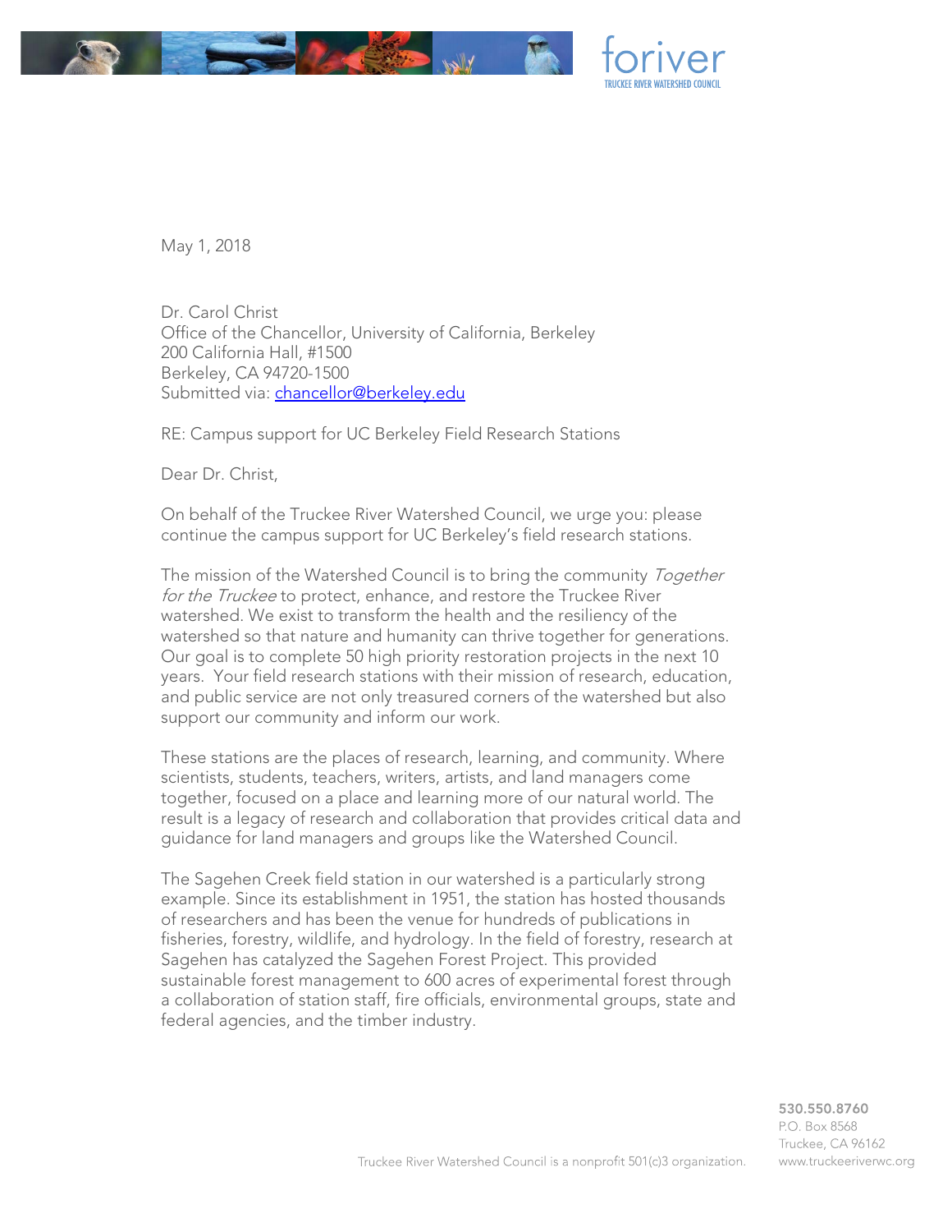foriver
TRUCKEE RIVER WATERSHED COUNCIL

May 1, 2018

Dr. Carol Christ
Office of the Chancellor, University of California, Berkeley
200 California Hall, #1500
Berkeley, CA 94720-1500
Submitted via: chancellor@berkeley.edu

RE: Campus support for UC Berkeley Field Research Stations

Dear Dr. Christ,

On behalf of the Truckee River Watershed Council, we urge you: please continue the campus support for UC Berkeley's field research stations.

The mission of the Watershed Council is to bring the community *Together for the Truckee* to protect, enhance, and restore the Truckee River watershed. We exist to transform the health and the resiliency of the watershed so that nature and humanity can thrive together for generations. Our goal is to complete 50 high priority restoration projects in the next 10 years. Your field research stations with their mission of research, education, and public service are not only treasured corners of the watershed but also support our community and inform our work.

These stations are the places of research, learning, and community. Where scientists, students, teachers, writers, artists, and land managers come together, focused on a place and learning more of our natural world. The result is a legacy of research and collaboration that provides critical data and guidance for land managers and groups like the Watershed Council.

The Sagehen Creek field station in our watershed is a particularly strong example. Since its establishment in 1951, the station has hosted thousands of researchers and has been the venue for hundreds of publications in fisheries, forestry, wildlife, and hydrology. In the field of forestry, research at Sagehen has catalyzed the Sagehen Forest Project. This provided sustainable forest management to 600 acres of experimental forest through a collaboration of station staff, fire officials, environmental groups, state and federal agencies, and the timber industry.

Truckee River Watershed Council is a nonprofit 501(c)3 organization.

530.550.8760
P.O. Box 8568
Truckee, CA 96162
www.truckeeriverwc.org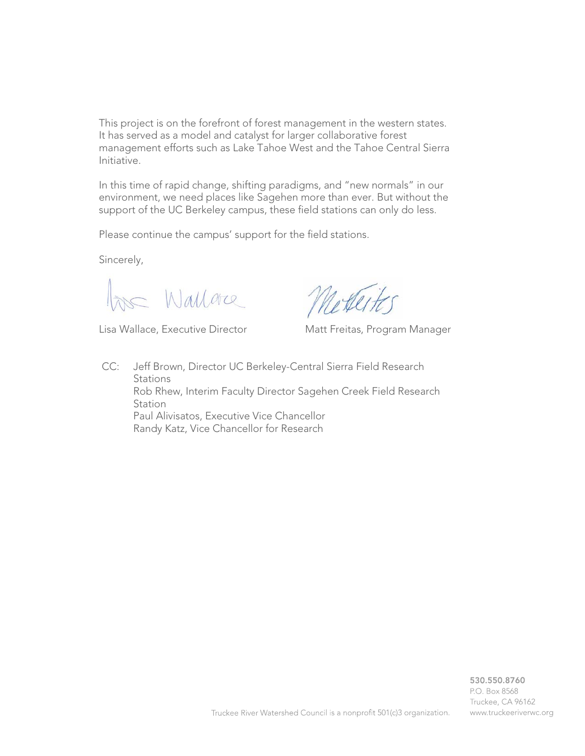This project is on the forefront of forest management in the western states. It has served as a model and catalyst for larger collaborative forest management efforts such as Lake Tahoe West and the Tahoe Central Sierra Initiative.

In this time of rapid change, shifting paradigms, and "new normals" in our environment, we need places like Sagehen more than ever. But without the support of the UC Berkeley campus, these field stations can only do less.

Please continue the campus' support for the field stations.

Sincerely,

Lisa Wallace, Executive Director

Matt Freitas, Program Manager

CC: Jeff Brown, Director UC Berkeley-Central Sierra Field Research Stations
Rob Rhew, Interim Faculty Director Sagehen Creek Field Research Station
Paul Alivisatos, Executive Vice Chancellor
Randy Katz, Vice Chancellor for Research

Truckee River Watershed Council is a nonprofit 501(c)3 organization.

**530.550.8760**
P.O. Box 8568
Truckee, CA 96162
www.truckeeriverwc.org